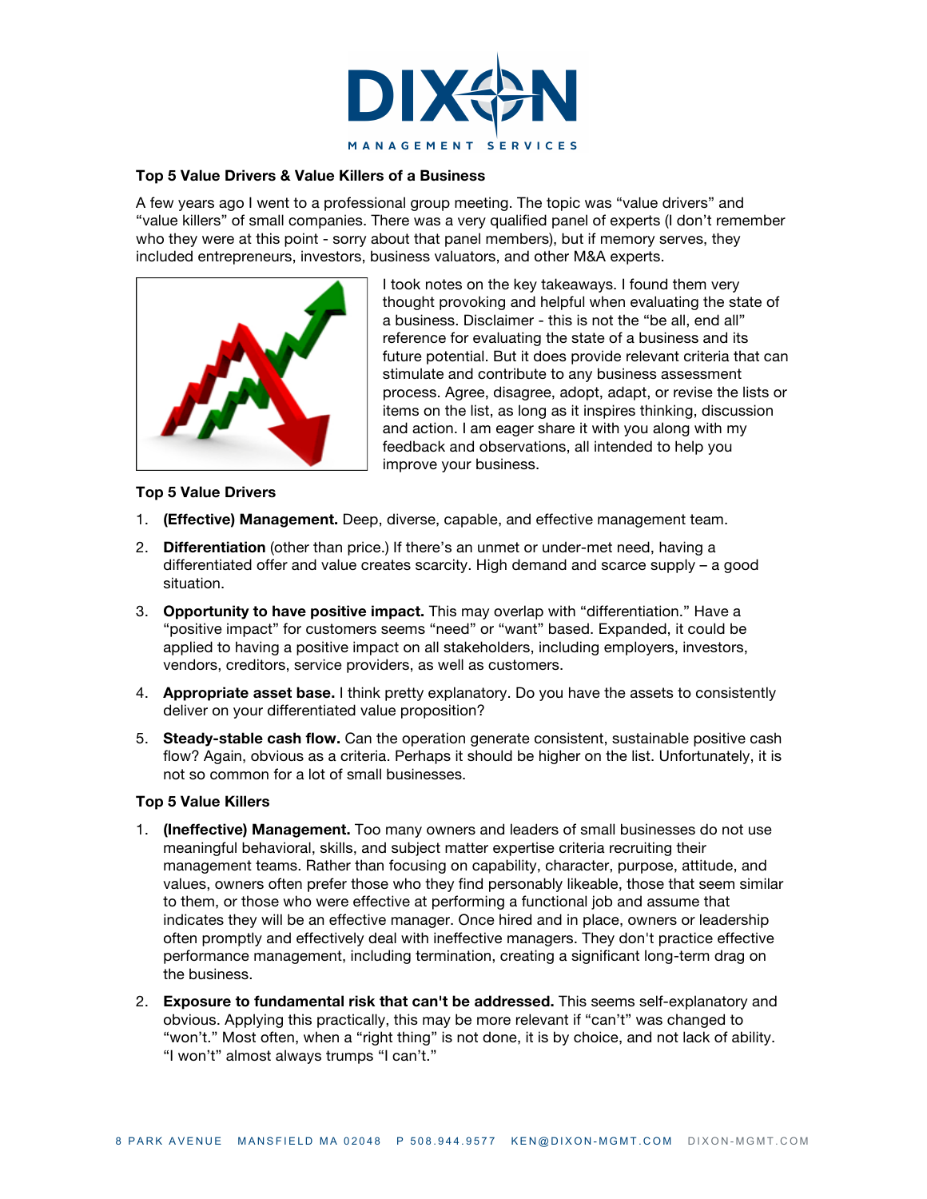## Top 5 Value Drivers & Value Killers of a Business

A few years ago I went to a professional group meeting. The topic was "value drivers" and "value killers" of small companies. There was a very qualified panel of experts (I don't remember who they were at this point - sorry about that panel members), but if memory serves, they included entrepreneurs, investors, business valuators, and other M&A experts.

I took notes on the key takeaways. I found them very thought provoking and helpful when evaluating the state of a business. Disclaimer - this is not the "be all, end all" reference for evaluating the state of a business and its future potential. But it does provide relevant criteria that can stimulate and contribute to any business assessment process. Agree, disagree, adopt, adapt, or revise the lists or items on the list, as long as it inspires thinking, discussion and action. I am eager share it with you along with my feedback and observations, all intended to help you improve your business.

### Top 5 Value Drivers

1. **(Effective) Management.** Deep, diverse, capable, and effective management team.
2. **Differentiation** (other than price.) If there's an unmet or under-met need, having a differentiated offer and value creates scarcity. High demand and scarce supply – a good situation.
3. **Opportunity to have positive impact.** This may overlap with "differentiation." Have a "positive impact" for customers seems "need" or "want" based. Expanded, it could be applied to having a positive impact on all stakeholders, including employers, investors, vendors, creditors, service providers, as well as customers.
4. **Appropriate asset base.** I think pretty explanatory. Do you have the assets to consistently deliver on your differentiated value proposition?
5. **Steady-stable cash flow.** Can the operation generate consistent, sustainable positive cash flow? Again, obvious as a criteria. Perhaps it should be higher on the list. Unfortunately, it is not so common for a lot of small businesses.

### Top 5 Value Killers

1. **(Ineffective) Management.** Too many owners and leaders of small businesses do not use meaningful behavioral, skills, and subject matter expertise criteria recruiting their management teams. Rather than focusing on capability, character, purpose, attitude, and values, owners often prefer those who they find personably likeable, those that seem similar to them, or those who were effective at performing a functional job and assume that indicates they will be an effective manager. Once hired and in place, owners or leadership often promptly and effectively deal with ineffective managers. They don't practice effective performance management, including termination, creating a significant long-term drag on the business.
2. **Exposure to fundamental risk that can't be addressed.** This seems self-explanatory and obvious. Applying this practically, this may be more relevant if "can't" was changed to "won't." Most often, when a "right thing" is not done, it is by choice, and not lack of ability. "I won't" almost always trumps "I can't."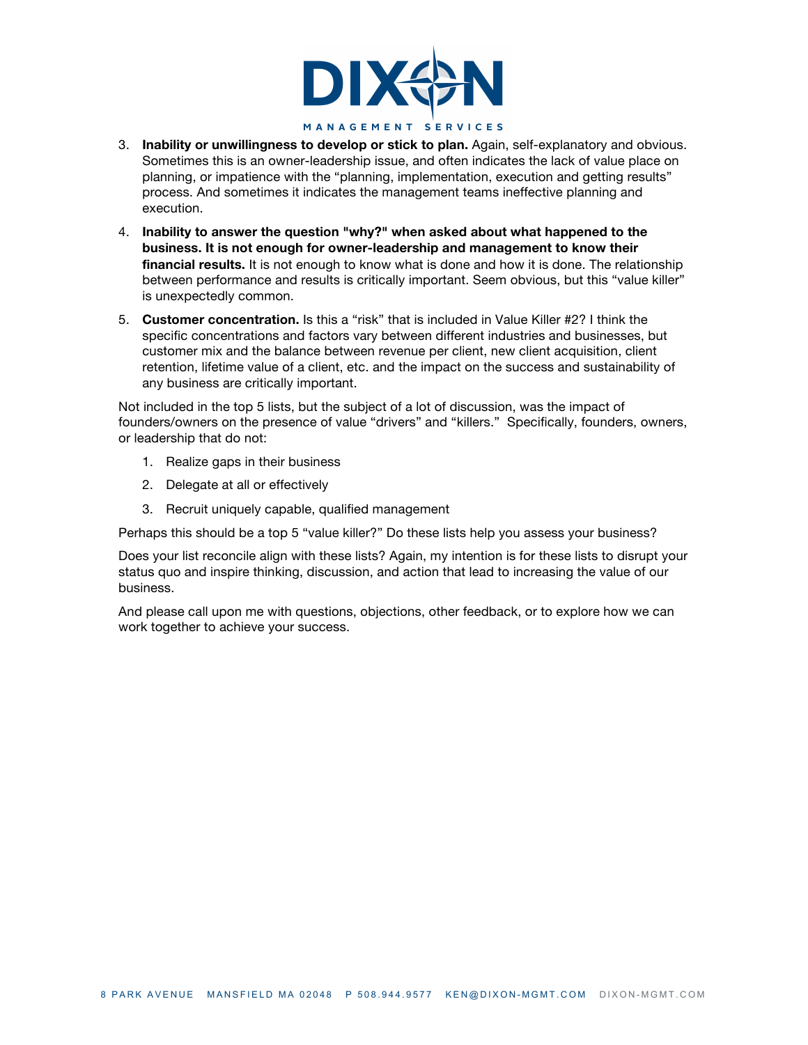3. **Inability or unwillingness to develop or stick to plan.** Again, self-explanatory and obvious. Sometimes this is an owner-leadership issue, and often indicates the lack of value place on planning, or impatience with the "planning, implementation, execution and getting results" process. And sometimes it indicates the management teams ineffective planning and execution.

4. **Inability to answer the question "why?" when asked about what happened to the business. It is not enough for owner-leadership and management to know their financial results.** It is not enough to know what is done and how it is done. The relationship between performance and results is critically important. Seem obvious, but this "value killer" is unexpectedly common.

5. **Customer concentration.** Is this a "risk" that is included in Value Killer #2? I think the specific concentrations and factors vary between different industries and businesses, but customer mix and the balance between revenue per client, new client acquisition, client retention, lifetime value of a client, etc. and the impact on the success and sustainability of any business are critically important.

Not included in the top 5 lists, but the subject of a lot of discussion, was the impact of founders/owners on the presence of value "drivers" and "killers." Specifically, founders, owners, or leadership that do not:

1. Realize gaps in their business
2. Delegate at all or effectively
3. Recruit uniquely capable, qualified management

Perhaps this should be a top 5 "value killer?" Do these lists help you assess your business?

Does your list reconcile align with these lists? Again, my intention is for these lists to disrupt your status quo and inspire thinking, discussion, and action that lead to increasing the value of our business.

And please call upon me with questions, objections, other feedback, or to explore how we can work together to achieve your success.